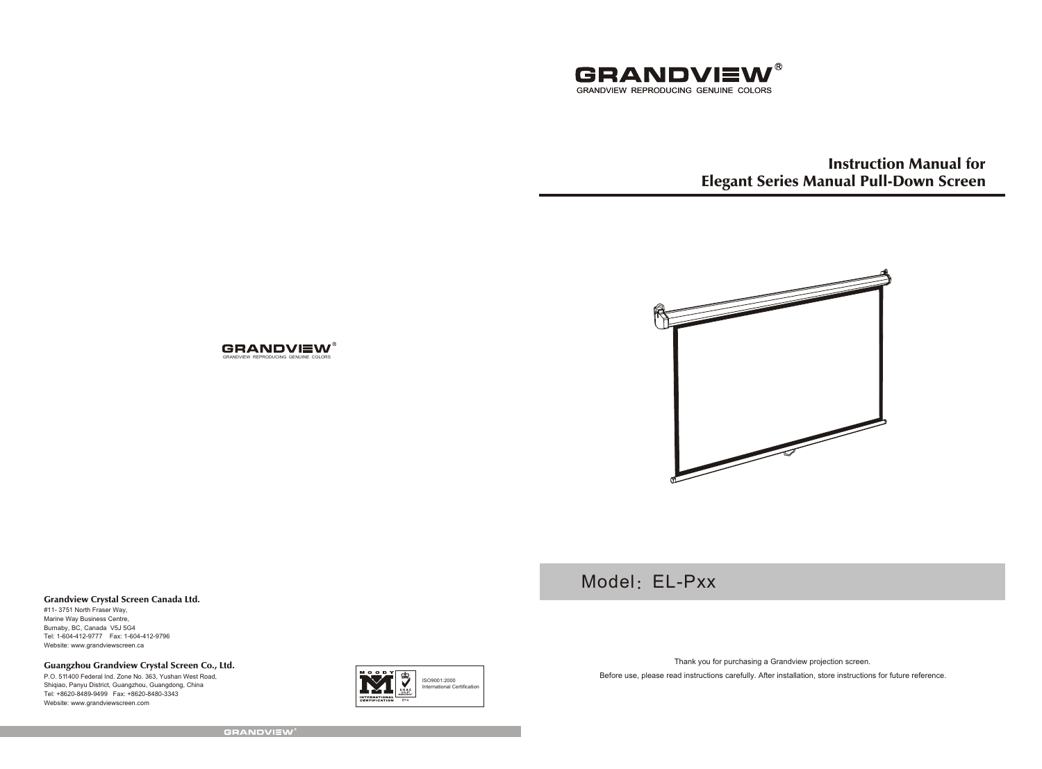# GRANDVIEW®

GRANDVIEW REPRODUCING GENUINE COLORS

## Instruction Manual for Elegant Series Manual Pull-Down Screen

Model：EL-Pxx

Thank you for purchasing a Grandview projection screen.

Before use, please read instructions carefully. After installation, store instructions for future reference.

---

GRANDVIEW®

GRANDVIEW REPRODUCING GENUINE COLORS

**Grandview Crystal Screen Canada Ltd.**

#11- 3751 North Fraser Way,
Marine Way Business Centre,
Burnaby, BC, Canada V5J 5G4
Tel: 1-604-412-9777 Fax: 1-604-412-9796
Website: www.grandviewscreen.ca

**Guangzhou Grandview Crystal Screen Co., Ltd.**

P.O. 511400 Federal Ind. Zone No. 363, Yushan West Road,
Shiqiao, Panyu District, Guangzhou, Guangdong, China
Tel: +8620-8489-9499 Fax: +8620-8480-3343
Website: www.grandviewscreen.com

MOODY INTERNATIONAL CERTIFICATION
ISO9001:2000
International Certification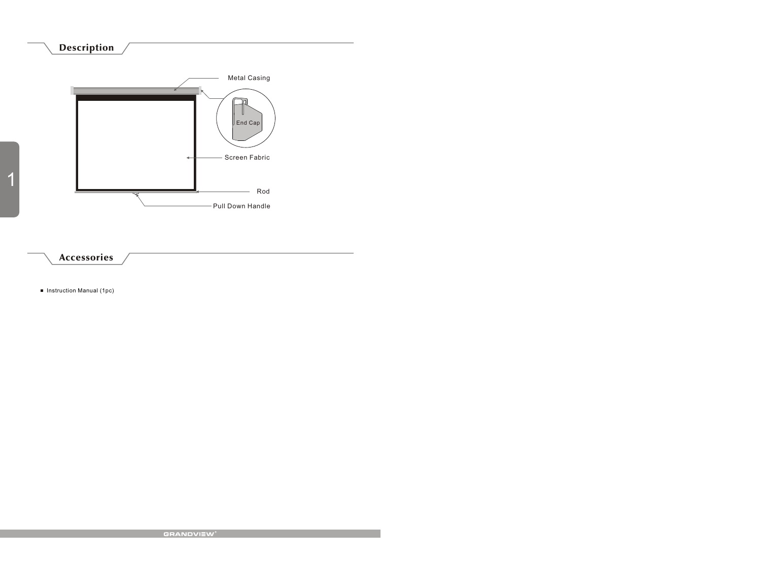## Description

Metal Casing

End Cap

Screen Fabric

Rod

Pull Down Handle

## Accessories

- Instruction Manual (1pc)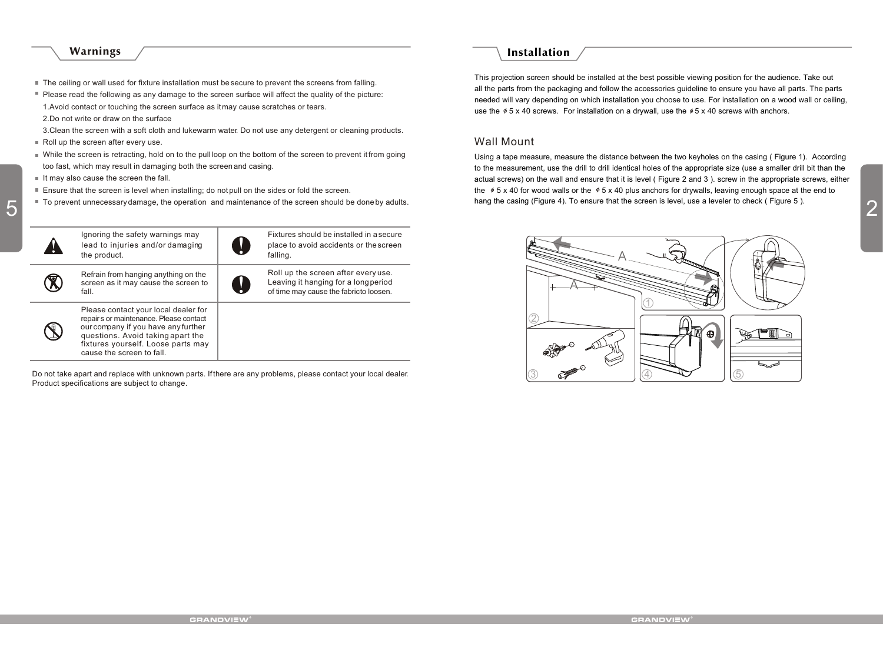## Warnings

- The ceiling or wall used for fixture installation must be secure to prevent the screens from falling.
- Please read the following as any damage to the screen surface will affect the quality of the picture:
  1. Avoid contact or touching the screen surface as it may cause scratches or tears.
  2. Do not write or draw on the surface
  3. Clean the screen with a soft cloth and lukewarm water. Do not use any detergent or cleaning products.
- Roll up the screen after every use.
- While the screen is retracting, hold on to the pull loop on the bottom of the screen to prevent it from going too fast, which may result in damaging both the screen and casing.
- It may also cause the screen the fall.
- Ensure that the screen is level when installing; do not pull on the sides or fold the screen.
- To prevent unnecessary damage, the operation and maintenance of the screen should be done by adults.

| | | | |
|---|---|---|---|
| ⚠ | Ignoring the safety warnings may lead to injuries and/or damaging the product. | ! | Fixtures should be installed in a secure place to avoid accidents or the screen falling. |
| ⊘ | Refrain from hanging anything on the screen as it may cause the screen to fall. | ! | Roll up the screen after every use. Leaving it hanging for a long period of time may cause the fabric to loosen. |
| ⊘ | Please contact your local dealer for repairs or maintenance. Please contact our company if you have any further questions. Avoid taking apart the fixtures yourself. Loose parts may cause the screen to fall. | | |

Do not take apart and replace with unknown parts. If there are any problems, please contact your local dealer. Product specifications are subject to change.

## Installation

This projection screen should be installed at the best possible viewing position for the audience. Take out all the parts from the packaging and follow the accessories guideline to ensure you have all parts. The parts needed will vary depending on which installation you choose to use. For installation on a wood wall or ceiling, use the ϕ 5 x 40 screws. For installation on a drywall, use the ϕ 5 x 40 screws with anchors.

### Wall Mount

Using a tape measure, measure the distance between the two keyholes on the casing ( Figure 1). According to the measurement, use the drill to drill identical holes of the appropriate size (use a smaller drill bit than the actual screws) on the wall and ensure that it is level ( Figure 2 and 3 ). screw in the appropriate screws, either the ϕ 5 x 40 for wood walls or the ϕ 5 x 40 plus anchors for drywalls, leaving enough space at the end to hang the casing (Figure 4). To ensure that the screen is level, use a leveler to check ( Figure 5 ).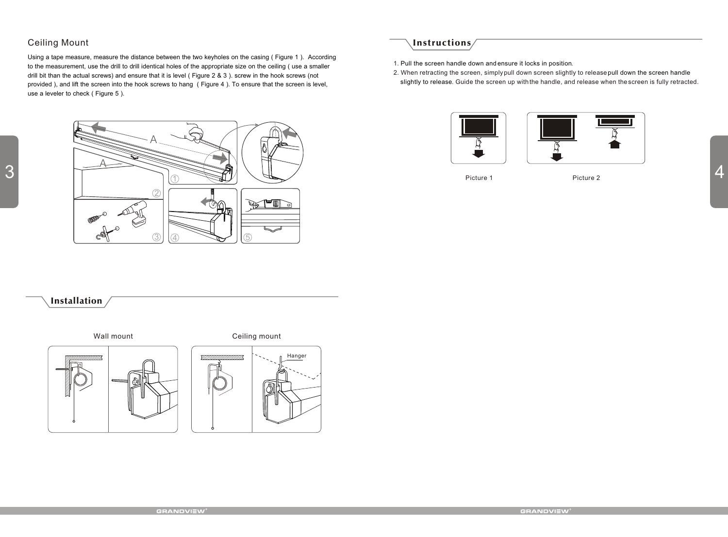## Ceiling Mount

Using a tape measure, measure the distance between the two keyholes on the casing ( Figure 1 ). According to the measurement, use the drill to drill identical holes of the appropriate size on the ceiling ( use a smaller drill bit than the actual screws) and ensure that it is level ( Figure 2 & 3 ). screw in the hook screws (not provided ), and lift the screen into the hook screws to hang ( Figure 4 ). To ensure that the screen is level, use a leveler to check ( Figure 5 ).

A

A

①

②

③

④

⑤

## Installation

Wall mount

Ceiling mount

Hanger

## Instructions

1. Pull the screen handle down and ensure it locks in position.
2. When retracting the screen, simply pull down screen slightly to release pull down the screen handle slightly to release. Guide the screen up with the handle, and release when the screen is fully retracted.

Picture 1

Picture 2